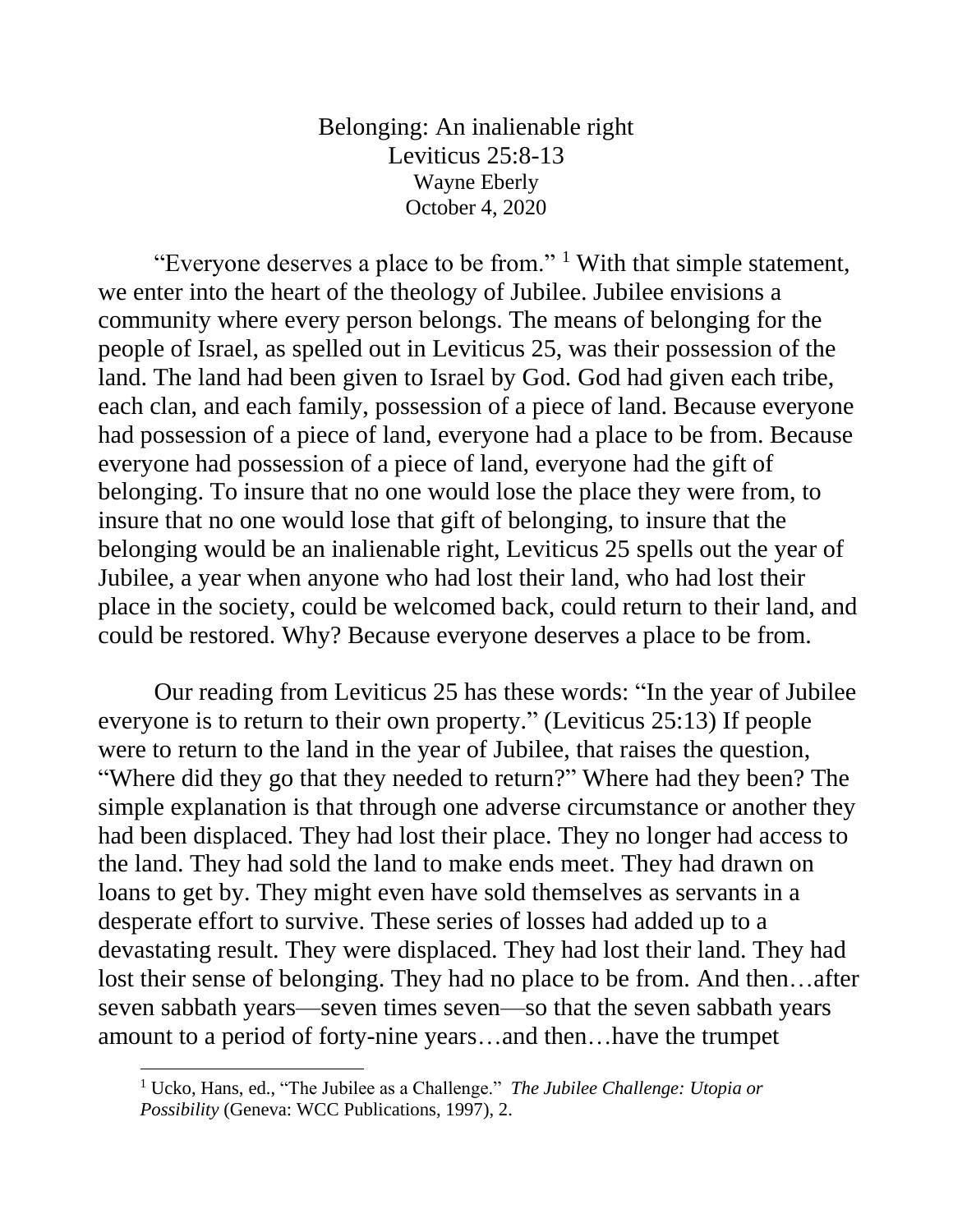# Belonging: An inalienable right

Leviticus 25:8-13

Wayne Eberly

October 4, 2020

"Everyone deserves a place to be from." [1] With that simple statement, we enter into the heart of the theology of Jubilee. Jubilee envisions a community where every person belongs. The means of belonging for the people of Israel, as spelled out in Leviticus 25, was their possession of the land. The land had been given to Israel by God. God had given each tribe, each clan, and each family, possession of a piece of land. Because everyone had possession of a piece of land, everyone had a place to be from. Because everyone had possession of a piece of land, everyone had the gift of belonging. To insure that no one would lose the place they were from, to insure that no one would lose that gift of belonging, to insure that the belonging would be an inalienable right, Leviticus 25 spells out the year of Jubilee, a year when anyone who had lost their land, who had lost their place in the society, could be welcomed back, could return to their land, and could be restored. Why? Because everyone deserves a place to be from.

Our reading from Leviticus 25 has these words: "In the year of Jubilee everyone is to return to their own property." (Leviticus 25:13) If people were to return to the land in the year of Jubilee, that raises the question, "Where did they go that they needed to return?" Where had they been? The simple explanation is that through one adverse circumstance or another they had been displaced. They had lost their place. They no longer had access to the land. They had sold the land to make ends meet. They had drawn on loans to get by. They might even have sold themselves as servants in a desperate effort to survive. These series of losses had added up to a devastating result. They were displaced. They had lost their land. They had lost their sense of belonging. They had no place to be from. And then…after seven sabbath years—seven times seven—so that the seven sabbath years amount to a period of forty-nine years…and then…have the trumpet

[1] Ucko, Hans, ed., "The Jubilee as a Challenge." *The Jubilee Challenge: Utopia or Possibility* (Geneva: WCC Publications, 1997), 2.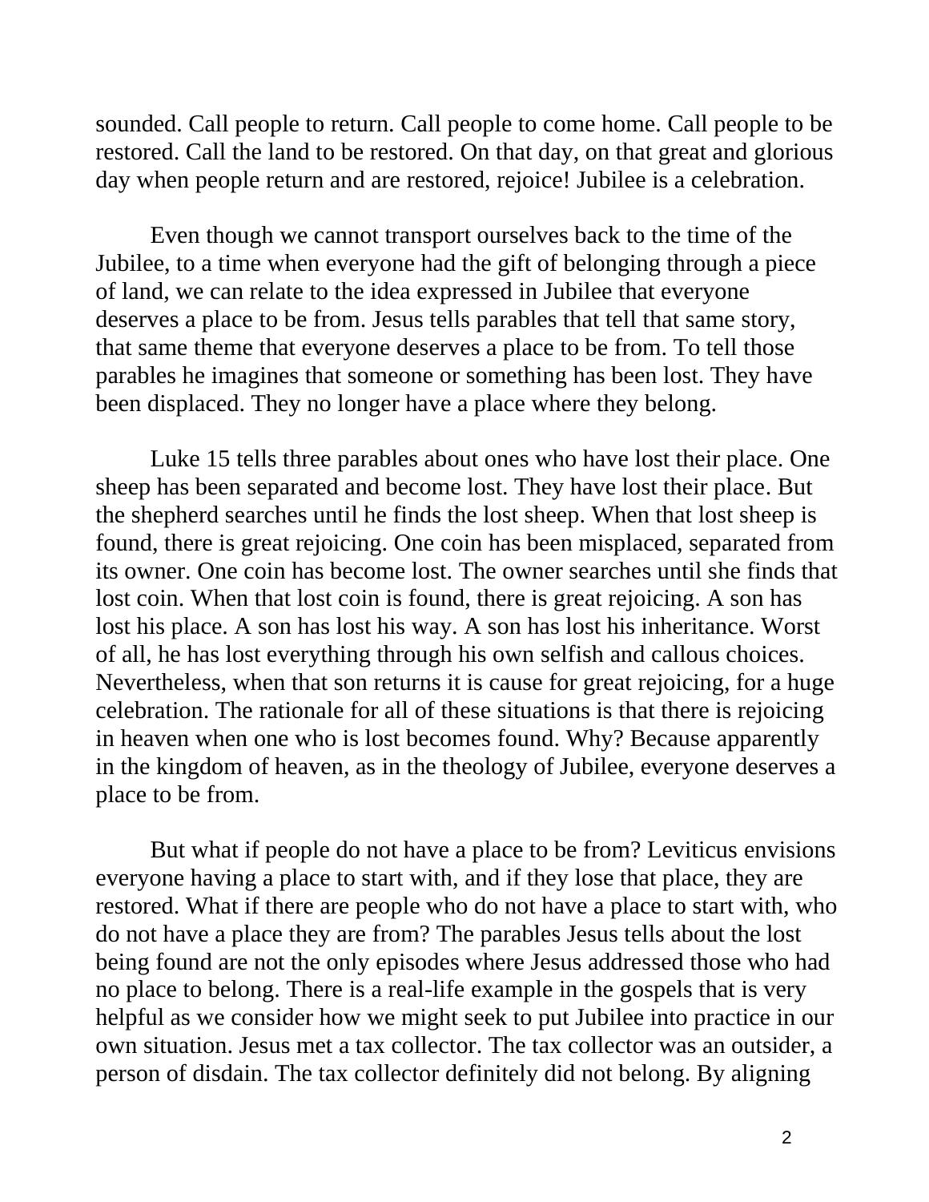sounded. Call people to return. Call people to come home. Call people to be restored. Call the land to be restored. On that day, on that great and glorious day when people return and are restored, rejoice! Jubilee is a celebration.

Even though we cannot transport ourselves back to the time of the Jubilee, to a time when everyone had the gift of belonging through a piece of land, we can relate to the idea expressed in Jubilee that everyone deserves a place to be from. Jesus tells parables that tell that same story, that same theme that everyone deserves a place to be from. To tell those parables he imagines that someone or something has been lost. They have been displaced. They no longer have a place where they belong.

Luke 15 tells three parables about ones who have lost their place. One sheep has been separated and become lost. They have lost their place. But the shepherd searches until he finds the lost sheep. When that lost sheep is found, there is great rejoicing. One coin has been misplaced, separated from its owner. One coin has become lost. The owner searches until she finds that lost coin. When that lost coin is found, there is great rejoicing. A son has lost his place. A son has lost his way. A son has lost his inheritance. Worst of all, he has lost everything through his own selfish and callous choices. Nevertheless, when that son returns it is cause for great rejoicing, for a huge celebration. The rationale for all of these situations is that there is rejoicing in heaven when one who is lost becomes found. Why? Because apparently in the kingdom of heaven, as in the theology of Jubilee, everyone deserves a place to be from.

But what if people do not have a place to be from? Leviticus envisions everyone having a place to start with, and if they lose that place, they are restored. What if there are people who do not have a place to start with, who do not have a place they are from? The parables Jesus tells about the lost being found are not the only episodes where Jesus addressed those who had no place to belong. There is a real-life example in the gospels that is very helpful as we consider how we might seek to put Jubilee into practice in our own situation. Jesus met a tax collector. The tax collector was an outsider, a person of disdain. The tax collector definitely did not belong. By aligning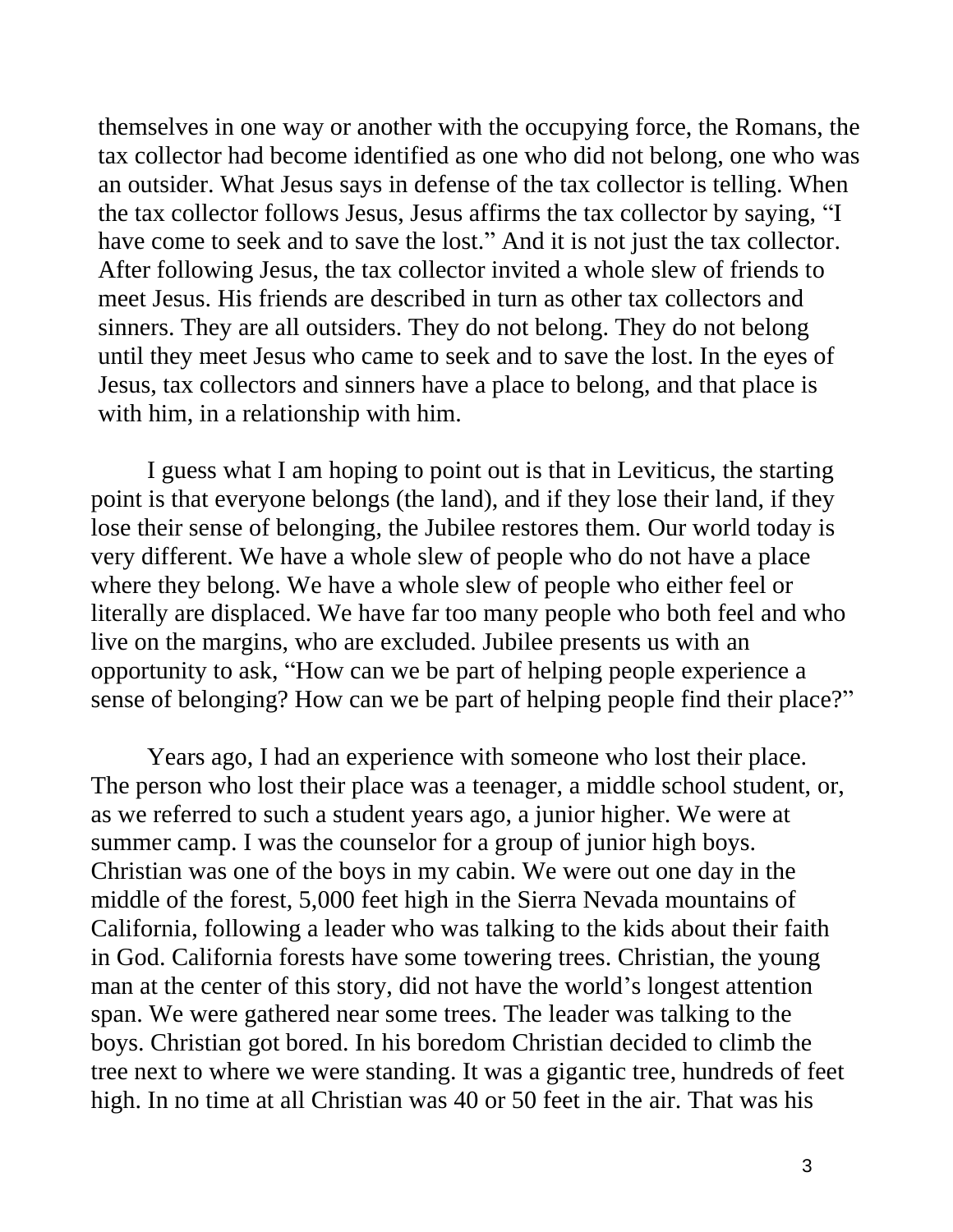themselves in one way or another with the occupying force, the Romans, the tax collector had become identified as one who did not belong, one who was an outsider. What Jesus says in defense of the tax collector is telling. When the tax collector follows Jesus, Jesus affirms the tax collector by saying, "I have come to seek and to save the lost." And it is not just the tax collector. After following Jesus, the tax collector invited a whole slew of friends to meet Jesus. His friends are described in turn as other tax collectors and sinners. They are all outsiders. They do not belong. They do not belong until they meet Jesus who came to seek and to save the lost. In the eyes of Jesus, tax collectors and sinners have a place to belong, and that place is with him, in a relationship with him.

I guess what I am hoping to point out is that in Leviticus, the starting point is that everyone belongs (the land), and if they lose their land, if they lose their sense of belonging, the Jubilee restores them. Our world today is very different. We have a whole slew of people who do not have a place where they belong. We have a whole slew of people who either feel or literally are displaced. We have far too many people who both feel and who live on the margins, who are excluded. Jubilee presents us with an opportunity to ask, "How can we be part of helping people experience a sense of belonging? How can we be part of helping people find their place?"

Years ago, I had an experience with someone who lost their place. The person who lost their place was a teenager, a middle school student, or, as we referred to such a student years ago, a junior higher. We were at summer camp. I was the counselor for a group of junior high boys. Christian was one of the boys in my cabin. We were out one day in the middle of the forest, 5,000 feet high in the Sierra Nevada mountains of California, following a leader who was talking to the kids about their faith in God. California forests have some towering trees. Christian, the young man at the center of this story, did not have the world's longest attention span. We were gathered near some trees. The leader was talking to the boys. Christian got bored. In his boredom Christian decided to climb the tree next to where we were standing. It was a gigantic tree, hundreds of feet high. In no time at all Christian was 40 or 50 feet in the air. That was his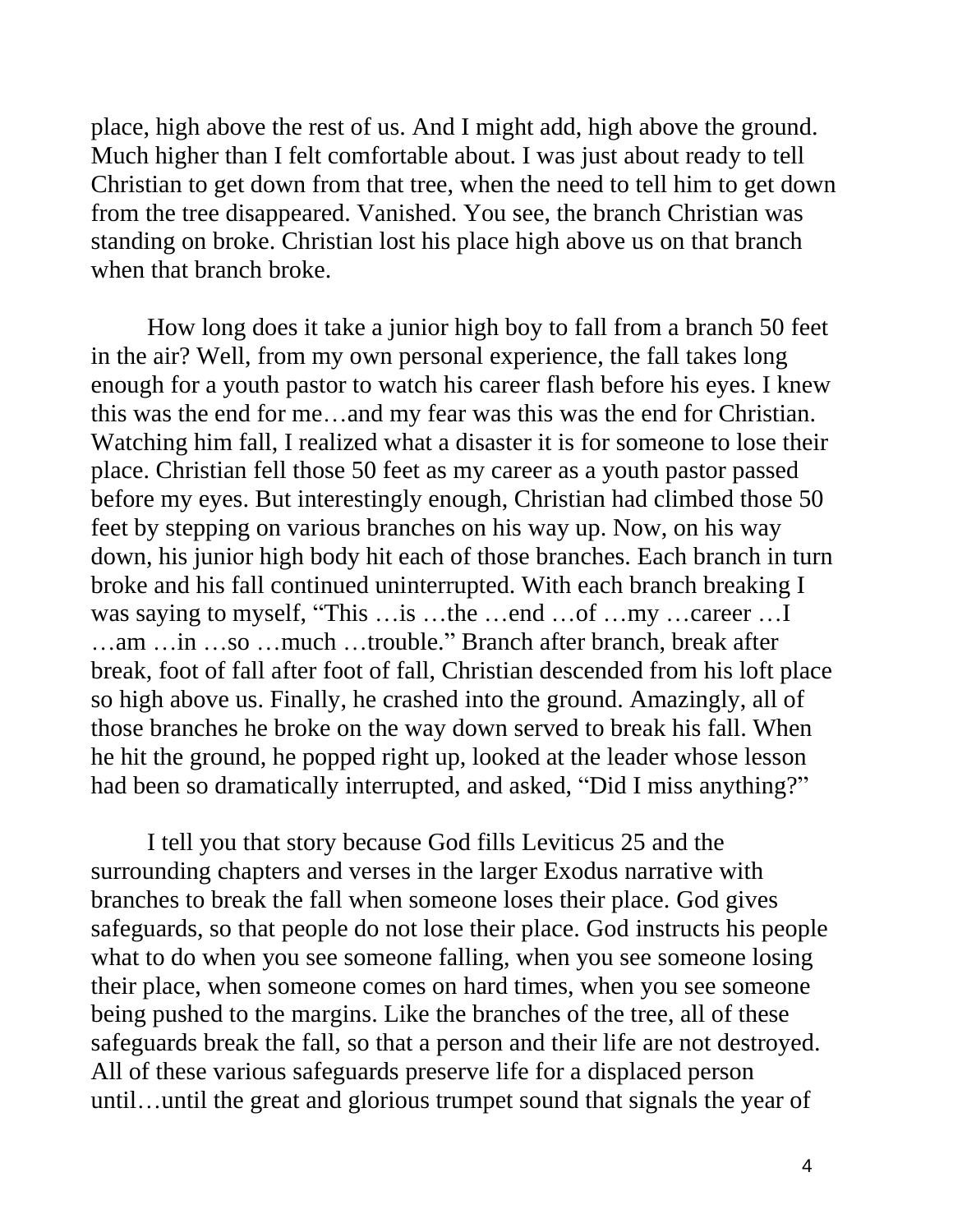place, high above the rest of us. And I might add, high above the ground. Much higher than I felt comfortable about. I was just about ready to tell Christian to get down from that tree, when the need to tell him to get down from the tree disappeared. Vanished. You see, the branch Christian was standing on broke. Christian lost his place high above us on that branch when that branch broke.

How long does it take a junior high boy to fall from a branch 50 feet in the air? Well, from my own personal experience, the fall takes long enough for a youth pastor to watch his career flash before his eyes. I knew this was the end for me…and my fear was this was the end for Christian. Watching him fall, I realized what a disaster it is for someone to lose their place. Christian fell those 50 feet as my career as a youth pastor passed before my eyes. But interestingly enough, Christian had climbed those 50 feet by stepping on various branches on his way up. Now, on his way down, his junior high body hit each of those branches. Each branch in turn broke and his fall continued uninterrupted. With each branch breaking I was saying to myself, "This …is …the …end …of …my …career …I …am …in …so …much …trouble." Branch after branch, break after break, foot of fall after foot of fall, Christian descended from his loft place so high above us. Finally, he crashed into the ground. Amazingly, all of those branches he broke on the way down served to break his fall. When he hit the ground, he popped right up, looked at the leader whose lesson had been so dramatically interrupted, and asked, "Did I miss anything?"

I tell you that story because God fills Leviticus 25 and the surrounding chapters and verses in the larger Exodus narrative with branches to break the fall when someone loses their place. God gives safeguards, so that people do not lose their place. God instructs his people what to do when you see someone falling, when you see someone losing their place, when someone comes on hard times, when you see someone being pushed to the margins. Like the branches of the tree, all of these safeguards break the fall, so that a person and their life are not destroyed. All of these various safeguards preserve life for a displaced person until…until the great and glorious trumpet sound that signals the year of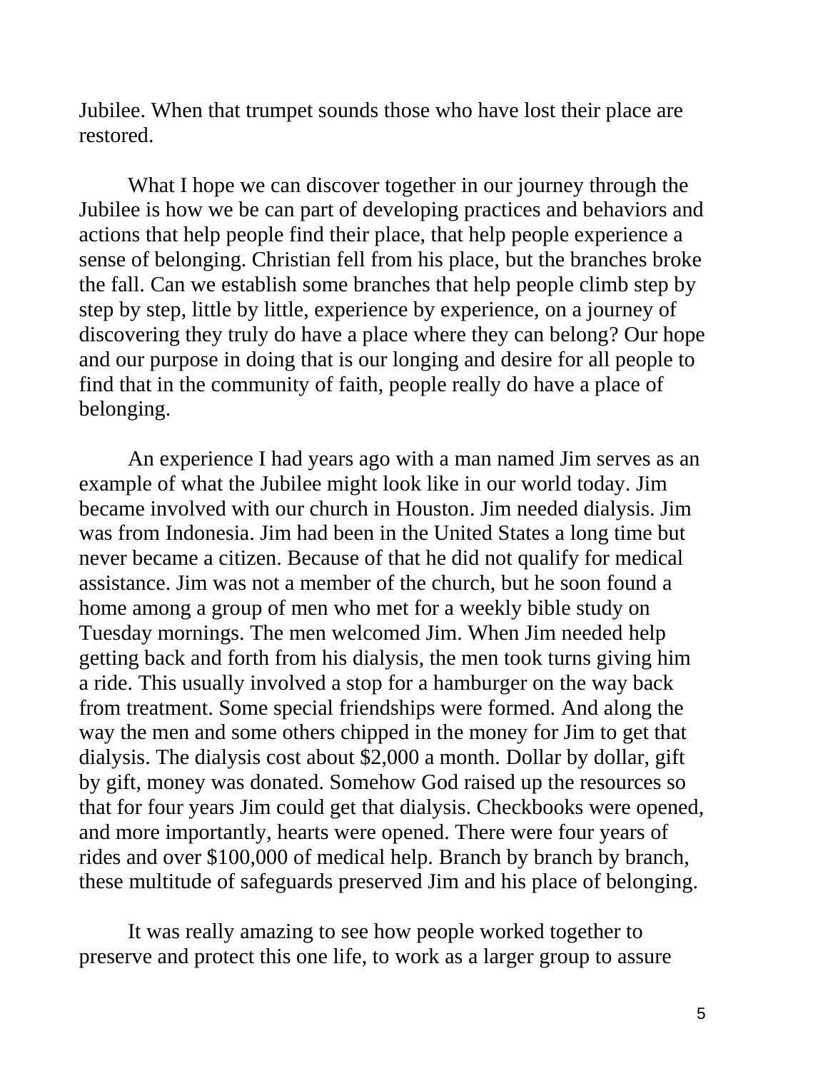Jubilee. When that trumpet sounds those who have lost their place are restored.

What I hope we can discover together in our journey through the Jubilee is how we be can part of developing practices and behaviors and actions that help people find their place, that help people experience a sense of belonging. Christian fell from his place, but the branches broke the fall. Can we establish some branches that help people climb step by step by step, little by little, experience by experience, on a journey of discovering they truly do have a place where they can belong? Our hope and our purpose in doing that is our longing and desire for all people to find that in the community of faith, people really do have a place of belonging.

An experience I had years ago with a man named Jim serves as an example of what the Jubilee might look like in our world today. Jim became involved with our church in Houston. Jim needed dialysis. Jim was from Indonesia. Jim had been in the United States a long time but never became a citizen. Because of that he did not qualify for medical assistance. Jim was not a member of the church, but he soon found a home among a group of men who met for a weekly bible study on Tuesday mornings. The men welcomed Jim. When Jim needed help getting back and forth from his dialysis, the men took turns giving him a ride. This usually involved a stop for a hamburger on the way back from treatment. Some special friendships were formed. And along the way the men and some others chipped in the money for Jim to get that dialysis. The dialysis cost about $2,000 a month. Dollar by dollar, gift by gift, money was donated. Somehow God raised up the resources so that for four years Jim could get that dialysis. Checkbooks were opened, and more importantly, hearts were opened. There were four years of rides and over $100,000 of medical help. Branch by branch by branch, these multitude of safeguards preserved Jim and his place of belonging.

It was really amazing to see how people worked together to preserve and protect this one life, to work as a larger group to assure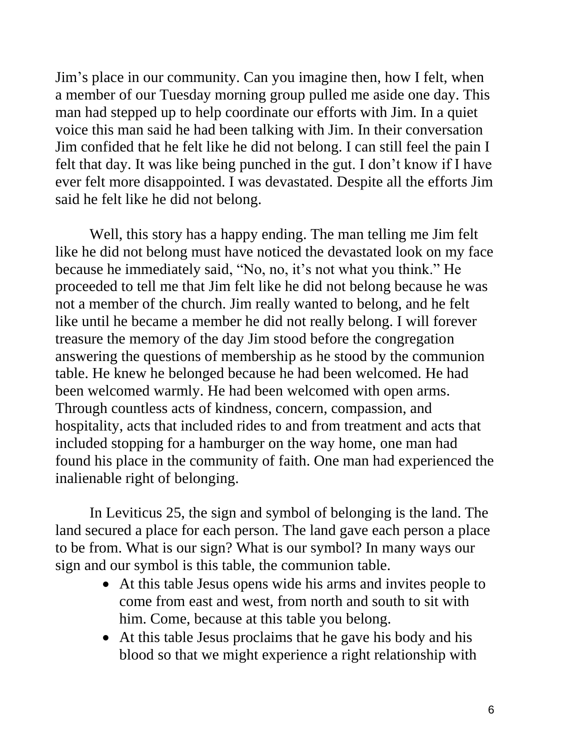Jim's place in our community. Can you imagine then, how I felt, when a member of our Tuesday morning group pulled me aside one day. This man had stepped up to help coordinate our efforts with Jim. In a quiet voice this man said he had been talking with Jim. In their conversation Jim confided that he felt like he did not belong. I can still feel the pain I felt that day. It was like being punched in the gut. I don't know if I have ever felt more disappointed. I was devastated. Despite all the efforts Jim said he felt like he did not belong.

Well, this story has a happy ending. The man telling me Jim felt like he did not belong must have noticed the devastated look on my face because he immediately said, "No, no, it's not what you think." He proceeded to tell me that Jim felt like he did not belong because he was not a member of the church. Jim really wanted to belong, and he felt like until he became a member he did not really belong. I will forever treasure the memory of the day Jim stood before the congregation answering the questions of membership as he stood by the communion table. He knew he belonged because he had been welcomed. He had been welcomed warmly. He had been welcomed with open arms. Through countless acts of kindness, concern, compassion, and hospitality, acts that included rides to and from treatment and acts that included stopping for a hamburger on the way home, one man had found his place in the community of faith. One man had experienced the inalienable right of belonging.

In Leviticus 25, the sign and symbol of belonging is the land. The land secured a place for each person. The land gave each person a place to be from. What is our sign? What is our symbol? In many ways our sign and our symbol is this table, the communion table.

- At this table Jesus opens wide his arms and invites people to come from east and west, from north and south to sit with him. Come, because at this table you belong.
- At this table Jesus proclaims that he gave his body and his blood so that we might experience a right relationship with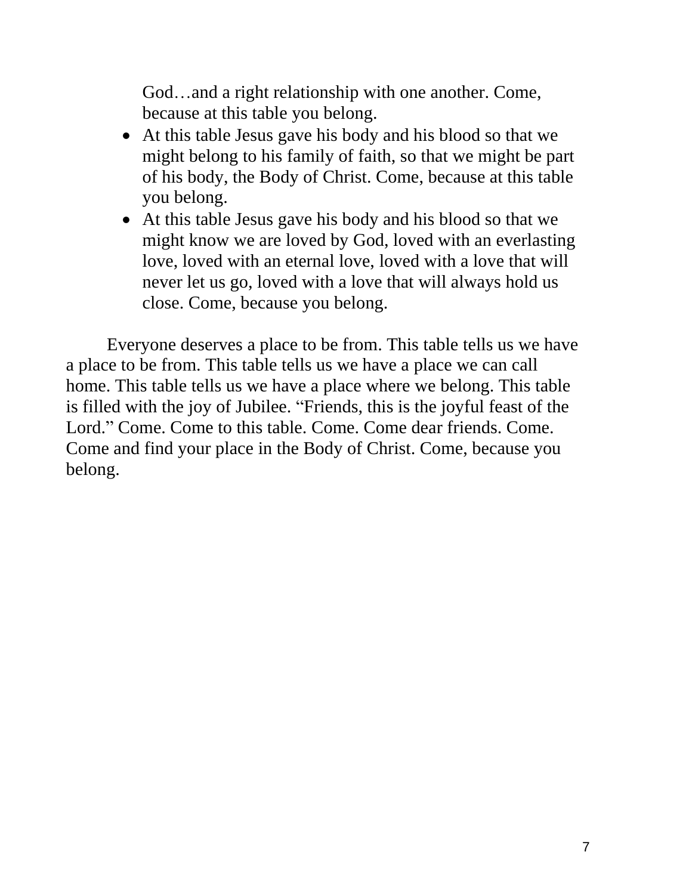God…and a right relationship with one another. Come, because at this table you belong.

- At this table Jesus gave his body and his blood so that we might belong to his family of faith, so that we might be part of his body, the Body of Christ. Come, because at this table you belong.
- At this table Jesus gave his body and his blood so that we might know we are loved by God, loved with an everlasting love, loved with an eternal love, loved with a love that will never let us go, loved with a love that will always hold us close. Come, because you belong.

Everyone deserves a place to be from. This table tells us we have a place to be from. This table tells us we have a place we can call home. This table tells us we have a place where we belong. This table is filled with the joy of Jubilee. "Friends, this is the joyful feast of the Lord." Come. Come to this table. Come. Come dear friends. Come. Come and find your place in the Body of Christ. Come, because you belong.